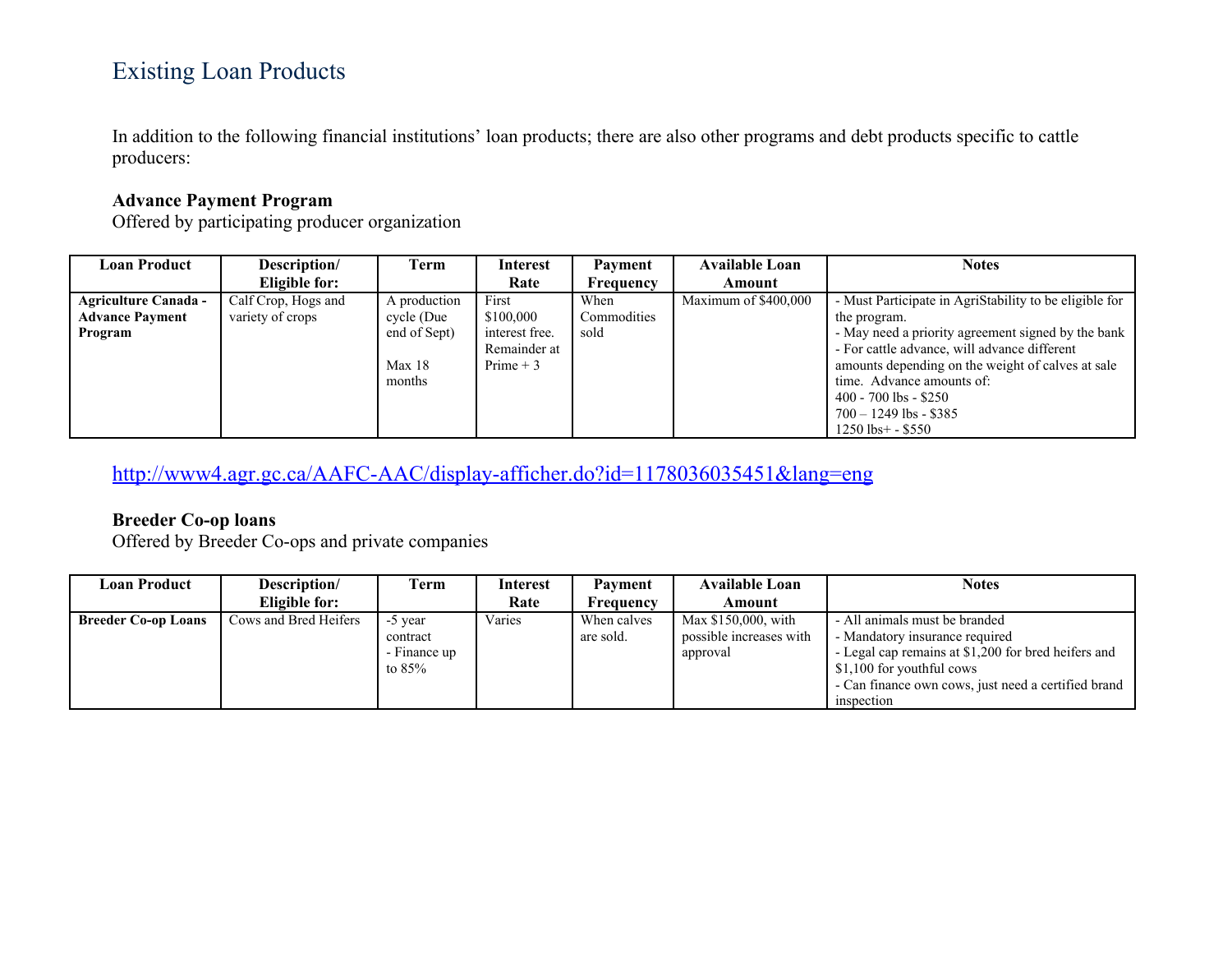# Existing Loan Products

In addition to the following financial institutions' loan products; there are also other programs and debt products specific to cattle producers:

**Advance Payment Program**
Offered by participating producer organization

| Loan Product | Description/ Eligible for: | Term | Interest Rate | Payment Frequency | Available Loan Amount | Notes |
|---|---|---|---|---|---|---|
| **Agriculture Canada - Advance Payment Program** | Calf Crop, Hogs and variety of crops | A production cycle (Due end of Sept)<br><br>Max 18 months | First $100,000 interest free. Remainder at Prime + 3 | When Commodities sold | Maximum of $400,000 | - Must Participate in AgriStability to be eligible for the program.<br>- May need a priority agreement signed by the bank<br>- For cattle advance, will advance different amounts depending on the weight of calves at sale time. Advance amounts of:<br>400 - 700 lbs - $250<br>700 – 1249 lbs - $385<br>1250 lbs+ - $550 |

http://www4.agr.gc.ca/AAFC-AAC/display-afficher.do?id=1178036035451&lang=eng

**Breeder Co-op loans**
Offered by Breeder Co-ops and private companies

| Loan Product | Description/ Eligible for: | Term | Interest Rate | Payment Frequency | Available Loan Amount | Notes |
|---|---|---|---|---|---|---|
| **Breeder Co-op Loans** | Cows and Bred Heifers | -5 year contract<br>- Finance up to 85% | Varies | When calves are sold. | Max $150,000, with possible increases with approval | - All animals must be branded<br>- Mandatory insurance required<br>- Legal cap remains at $1,200 for bred heifers and $1,100 for youthful cows<br>- Can finance own cows, just need a certified brand inspection |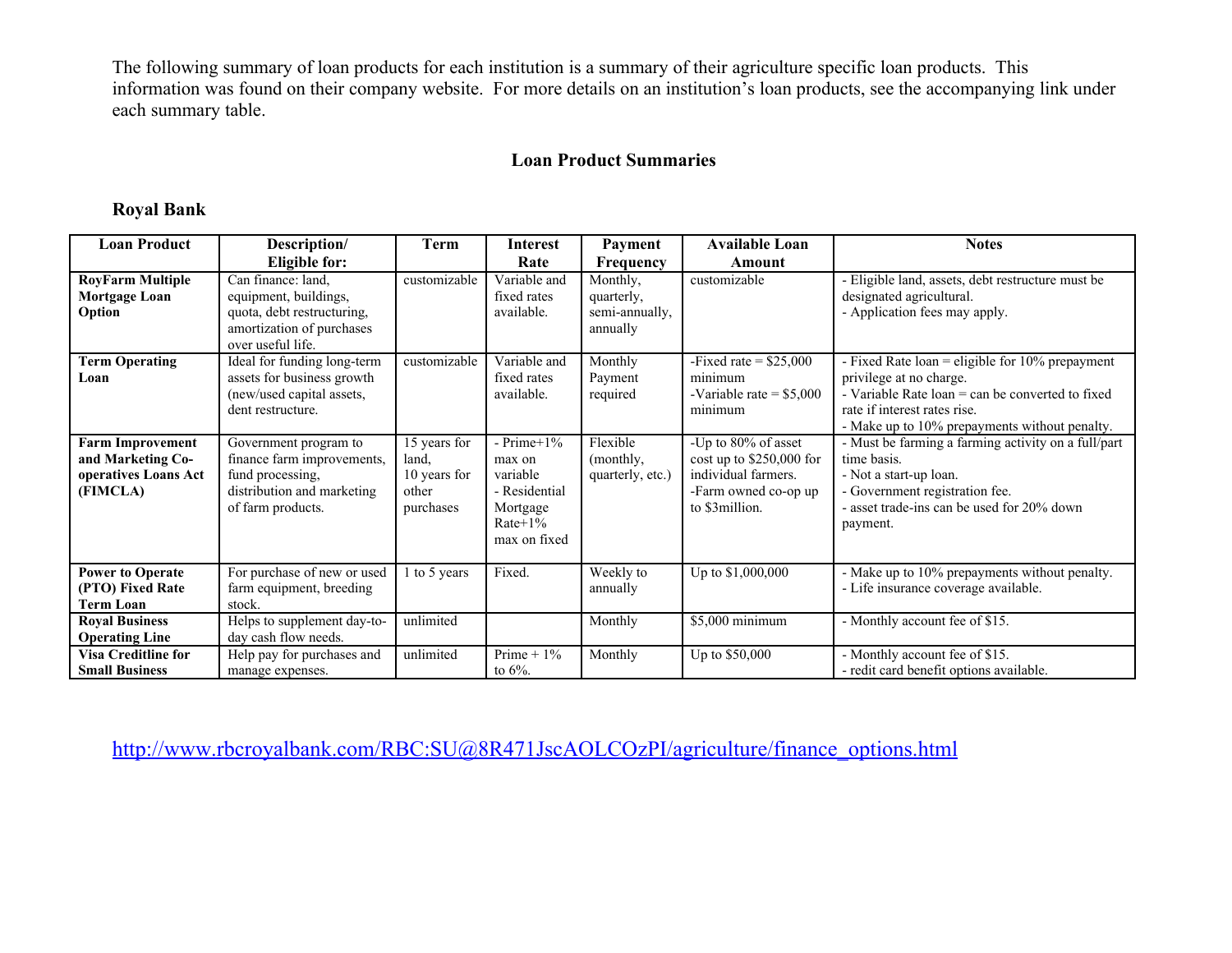The following summary of loan products for each institution is a summary of their agriculture specific loan products. This information was found on their company website. For more details on an institution's loan products, see the accompanying link under each summary table.

## Loan Product Summaries

### Royal Bank

| Loan Product | Description/ Eligible for: | Term | Interest Rate | Payment Frequency | Available Loan Amount | Notes |
|---|---|---|---|---|---|---|
| **RoyFarm Multiple Mortgage Loan Option** | Can finance: land, equipment, buildings, quota, debt restructuring, amortization of purchases over useful life. | customizable | Variable and fixed rates available. | Monthly, quarterly, semi-annually, annually | customizable | - Eligible land, assets, debt restructure must be designated agricultural.<br>- Application fees may apply. |
| **Term Operating Loan** | Ideal for funding long-term assets for business growth (new/used capital assets, dent restructure. | customizable | Variable and fixed rates available. | Monthly Payment required | -Fixed rate = $25,000 minimum<br>-Variable rate = $5,000 minimum | - Fixed Rate loan = eligible for 10% prepayment privilege at no charge.<br>- Variable Rate loan = can be converted to fixed rate if interest rates rise.<br>- Make up to 10% prepayments without penalty. |
| **Farm Improvement and Marketing Co-operatives Loans Act (FIMCLA)** | Government program to finance farm improvements, fund processing, distribution and marketing of farm products. | 15 years for land, 10 years for other purchases | - Prime+1% max on variable<br>- Residential Mortgage Rate+1% max on fixed | Flexible (monthly, quarterly, etc.) | -Up to 80% of asset cost up to $250,000 for individual farmers.<br>-Farm owned co-op up to $3million. | - Must be farming a farming activity on a full/part time basis.<br>- Not a start-up loan.<br>- Government registration fee.<br>- asset trade-ins can be used for 20% down payment. |
| **Power to Operate (PTO) Fixed Rate Term Loan** | For purchase of new or used farm equipment, breeding stock. | 1 to 5 years | Fixed. | Weekly to annually | Up to $1,000,000 | - Make up to 10% prepayments without penalty.<br>- Life insurance coverage available. |
| **Royal Business Operating Line** | Helps to supplement day-to-day cash flow needs. | unlimited | | Monthly | $5,000 minimum | - Monthly account fee of $15. |
| **Visa Creditline for Small Business** | Help pay for purchases and manage expenses. | unlimited | Prime + 1% to 6%. | Monthly | Up to $50,000 | - Monthly account fee of $15.<br>- redit card benefit options available. |

http://www.rbcroyalbank.com/RBC:SU@8R471JscAOLCOzPI/agriculture/finance_options.html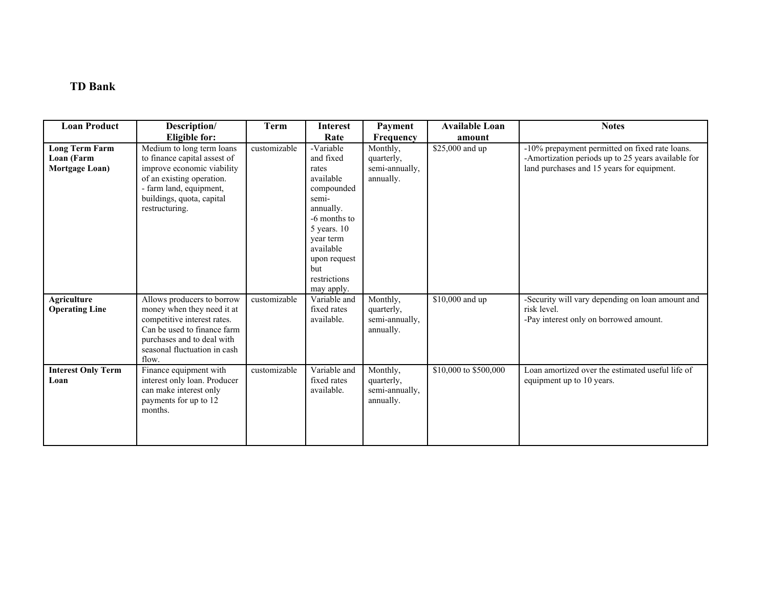**TD Bank**

| Loan Product | Description/ Eligible for: | Term | Interest Rate | Payment Frequency | Available Loan amount | Notes |
|---|---|---|---|---|---|---|
| **Long Term Farm Loan (Farm Mortgage Loan)** | Medium to long term loans to finance capital assest of improve economic viability of an existing operation. - farm land, equipment, buildings, quota, capital restructuring. | customizable | -Variable and fixed rates available compounded semi-annually. -6 months to 5 years. 10 year term available upon request but restrictions may apply. | Monthly, quarterly, semi-annually, annually. | $25,000 and up | -10% prepayment permitted on fixed rate loans. -Amortization periods up to 25 years available for land purchases and 15 years for equipment. |
| **Agriculture Operating Line** | Allows producers to borrow money when they need it at competitive interest rates. Can be used to finance farm purchases and to deal with seasonal fluctuation in cash flow. | customizable | Variable and fixed rates available. | Monthly, quarterly, semi-annually, annually. | $10,000 and up | -Security will vary depending on loan amount and risk level. -Pay interest only on borrowed amount. |
| **Interest Only Term Loan** | Finance equipment with interest only loan. Producer can make interest only payments for up to 12 months. | customizable | Variable and fixed rates available. | Monthly, quarterly, semi-annually, annually. | $10,000 to $500,000 | Loan amortized over the estimated useful life of equipment up to 10 years. |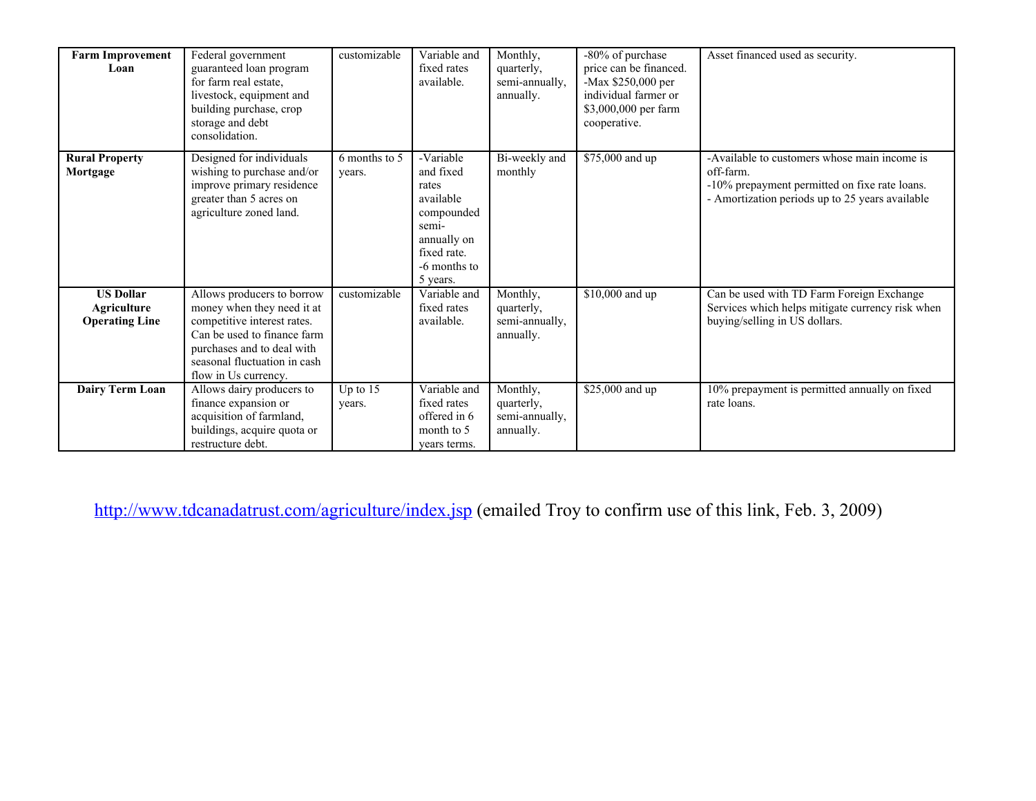| | | | | | | |
|---|---|---|---|---|---|---|
| **Farm Improvement Loan** | Federal government guaranteed loan program for farm real estate, livestock, equipment and building purchase, crop storage and debt consolidation. | customizable | Variable and fixed rates available. | Monthly, quarterly, semi-annually, annually. | -80% of purchase price can be financed.<br>-Max $250,000 per individual farmer or $3,000,000 per farm cooperative. | Asset financed used as security. |
| **Rural Property Mortgage** | Designed for individuals wishing to purchase and/or improve primary residence greater than 5 acres on agriculture zoned land. | 6 months to 5 years. | -Variable and fixed rates available compounded semi-annually on fixed rate.<br>-6 months to 5 years. | Bi-weekly and monthly | $75,000 and up | -Available to customers whose main income is off-farm.<br>-10% prepayment permitted on fixe rate loans.<br>- Amortization periods up to 25 years available |
| **US Dollar Agriculture Operating Line** | Allows producers to borrow money when they need it at competitive interest rates. Can be used to finance farm purchases and to deal with seasonal fluctuation in cash flow in Us currency. | customizable | Variable and fixed rates available. | Monthly, quarterly, semi-annually, annually. | $10,000 and up | Can be used with TD Farm Foreign Exchange Services which helps mitigate currency risk when buying/selling in US dollars. |
| **Dairy Term Loan** | Allows dairy producers to finance expansion or acquisition of farmland, buildings, acquire quota or restructure debt. | Up to 15 years. | Variable and fixed rates offered in 6 month to 5 years terms. | Monthly, quarterly, semi-annually, annually. | $25,000 and up | 10% prepayment is permitted annually on fixed rate loans. |

http://www.tdcanadatrust.com/agriculture/index.jsp (emailed Troy to confirm use of this link, Feb. 3, 2009)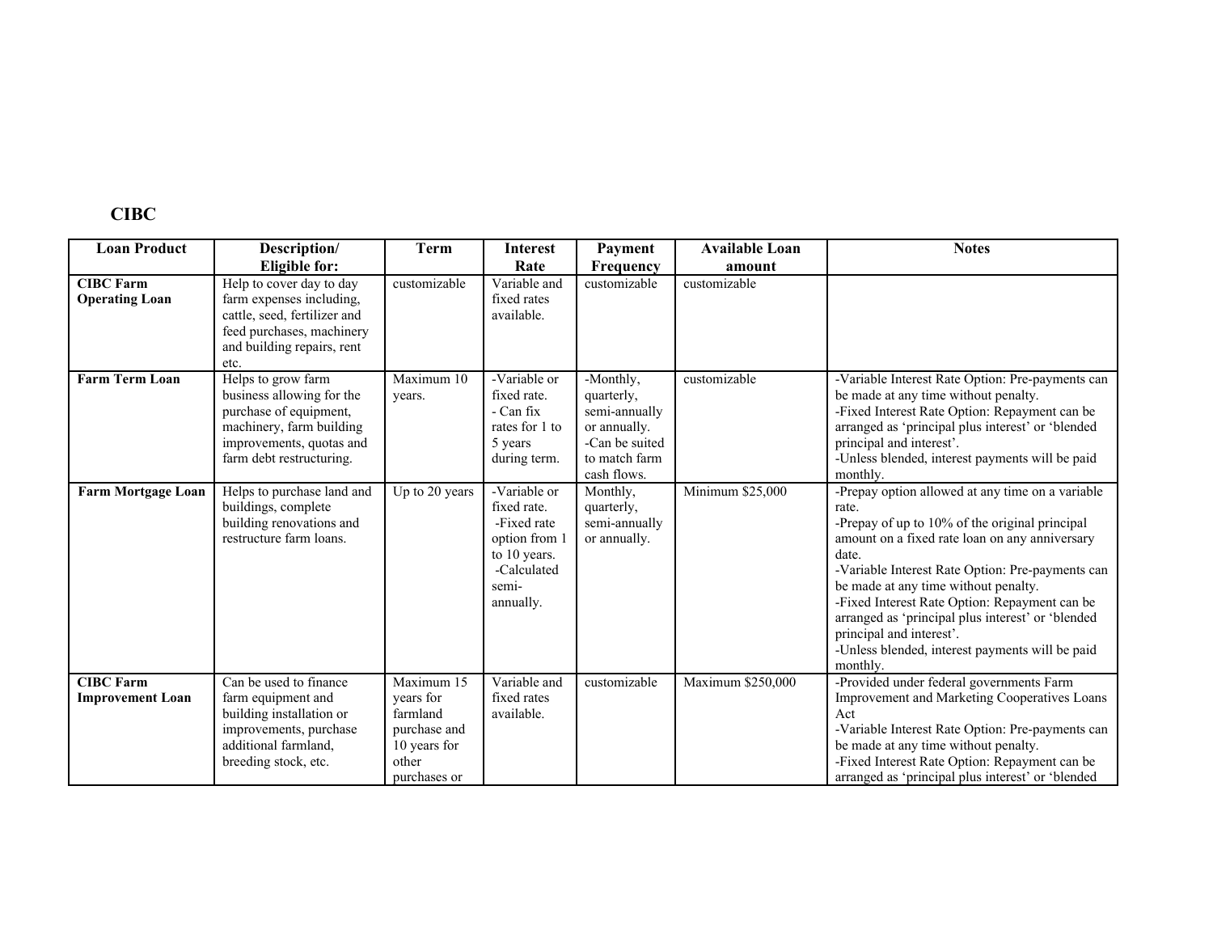## CIBC

| Loan Product | Description/ Eligible for: | Term | Interest Rate | Payment Frequency | Available Loan amount | Notes |
|---|---|---|---|---|---|---|
| **CIBC Farm Operating Loan** | Help to cover day to day farm expenses including, cattle, seed, fertilizer and feed purchases, machinery and building repairs, rent etc. | customizable | Variable and fixed rates available. | customizable | customizable | |
| **Farm Term Loan** | Helps to grow farm business allowing for the purchase of equipment, machinery, farm building improvements, quotas and farm debt restructuring. | Maximum 10 years. | -Variable or fixed rate. - Can fix rates for 1 to 5 years during term. | -Monthly, quarterly, semi-annually or annually. -Can be suited to match farm cash flows. | customizable | -Variable Interest Rate Option: Pre-payments can be made at any time without penalty. -Fixed Interest Rate Option: Repayment can be arranged as 'principal plus interest' or 'blended principal and interest'. -Unless blended, interest payments will be paid monthly. |
| **Farm Mortgage Loan** | Helps to purchase land and buildings, complete building renovations and restructure farm loans. | Up to 20 years | -Variable or fixed rate. -Fixed rate option from 1 to 10 years. -Calculated semi-annually. | Monthly, quarterly, semi-annually or annually. | Minimum $25,000 | -Prepay option allowed at any time on a variable rate. -Prepay of up to 10% of the original principal amount on a fixed rate loan on any anniversary date. -Variable Interest Rate Option: Pre-payments can be made at any time without penalty. -Fixed Interest Rate Option: Repayment can be arranged as 'principal plus interest' or 'blended principal and interest'. -Unless blended, interest payments will be paid monthly. |
| **CIBC Farm Improvement Loan** | Can be used to finance farm equipment and building installation or improvements, purchase additional farmland, breeding stock, etc. | Maximum 15 years for farmland purchase and 10 years for other purchases or | Variable and fixed rates available. | customizable | Maximum $250,000 | -Provided under federal governments Farm Improvement and Marketing Cooperatives Loans Act -Variable Interest Rate Option: Pre-payments can be made at any time without penalty. -Fixed Interest Rate Option: Repayment can be arranged as 'principal plus interest' or 'blended |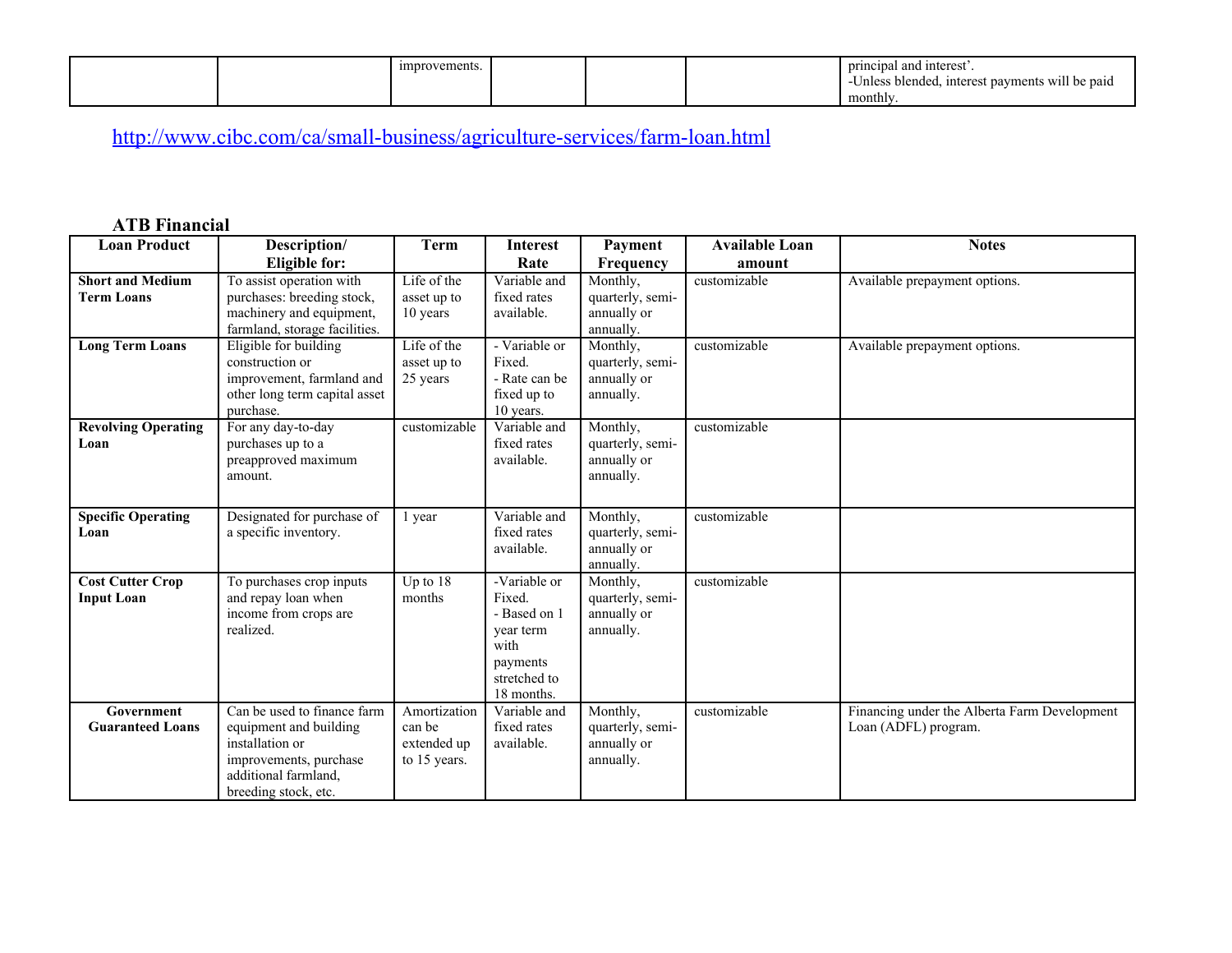| | | improvements. | | | | principal and interest'. -Unless blended, interest payments will be paid monthly. |
|---|---|---|---|---|---|---|

http://www.cibc.com/ca/small-business/agriculture-services/farm-loan.html

**ATB Financial**

| Loan Product | Description/ Eligible for: | Term | Interest Rate | Payment Frequency | Available Loan amount | Notes |
|---|---|---|---|---|---|---|
| **Short and Medium Term Loans** | To assist operation with purchases: breeding stock, machinery and equipment, farmland, storage facilities. | Life of the asset up to 10 years | Variable and fixed rates available. | Monthly, quarterly, semi-annually or annually. | customizable | Available prepayment options. |
| **Long Term Loans** | Eligible for building construction or improvement, farmland and other long term capital asset purchase. | Life of the asset up to 25 years | - Variable or Fixed. - Rate can be fixed up to 10 years. | Monthly, quarterly, semi-annually or annually. | customizable | Available prepayment options. |
| **Revolving Operating Loan** | For any day-to-day purchases up to a preapproved maximum amount. | customizable | Variable and fixed rates available. | Monthly, quarterly, semi-annually or annually. | customizable | |
| **Specific Operating Loan** | Designated for purchase of a specific inventory. | 1 year | Variable and fixed rates available. | Monthly, quarterly, semi-annually or annually. | customizable | |
| **Cost Cutter Crop Input Loan** | To purchases crop inputs and repay loan when income from crops are realized. | Up to 18 months | -Variable or Fixed. - Based on 1 year term with payments stretched to 18 months. | Monthly, quarterly, semi-annually or annually. | customizable | |
| **Government Guaranteed Loans** | Can be used to finance farm equipment and building installation or improvements, purchase additional farmland, breeding stock, etc. | Amortization can be extended up to 15 years. | Variable and fixed rates available. | Monthly, quarterly, semi-annually or annually. | customizable | Financing under the Alberta Farm Development Loan (ADFL) program. |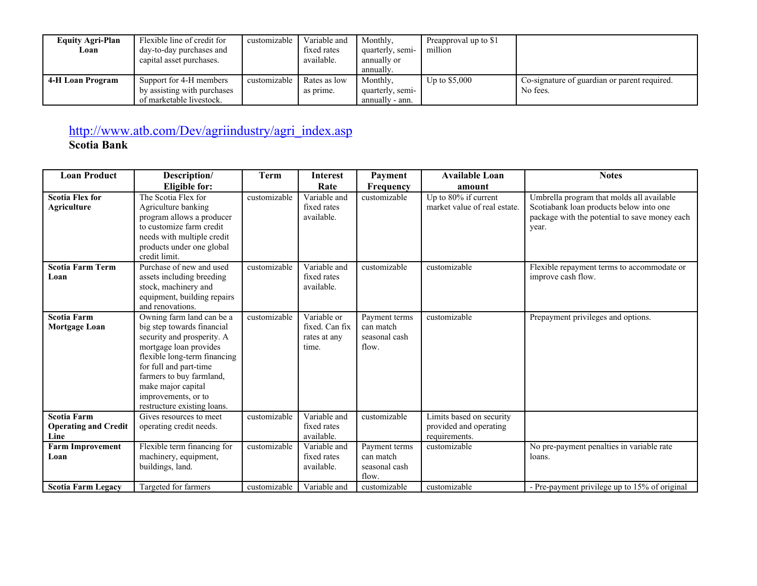| Equity Agri-Plan Loan | Flexible line of credit for day-to-day purchases and capital asset purchases. | customizable | Variable and fixed rates available. | Monthly, quarterly, semi-annually or annually. | Preapproval up to $1 million | |
|---|---|---|---|---|---|---|
| **4-H Loan Program** | Support for 4-H members by assisting with purchases of marketable livestock. | customizable | Rates as low as prime. | Monthly, quarterly, semi-annually - ann. | Up to $5,000 | Co-signature of guardian or parent required. No fees. |

http://www.atb.com/Dev/agriindustry/agri_index.asp

**Scotia Bank**

| Loan Product | Description/ Eligible for: | Term | Interest Rate | Payment Frequency | Available Loan amount | Notes |
|---|---|---|---|---|---|---|
| **Scotia Flex for Agriculture** | The Scotia Flex for Agriculture banking program allows a producer to customize farm credit needs with multiple credit products under one global credit limit. | customizable | Variable and fixed rates available. | customizable | Up to 80% if current market value of real estate. | Umbrella program that molds all available Scotiabank loan products below into one package with the potential to save money each year. |
| **Scotia Farm Term Loan** | Purchase of new and used assets including breeding stock, machinery and equipment, building repairs and renovations. | customizable | Variable and fixed rates available. | customizable | customizable | Flexible repayment terms to accommodate or improve cash flow. |
| **Scotia Farm Mortgage Loan** | Owning farm land can be a big step towards financial security and prosperity. A mortgage loan provides flexible long-term financing for full and part-time farmers to buy farmland, make major capital improvements, or to restructure existing loans. | customizable | Variable or fixed. Can fix rates at any time. | Payment terms can match seasonal cash flow. | customizable | Prepayment privileges and options. |
| **Scotia Farm Operating and Credit Line** | Gives resources to meet operating credit needs. | customizable | Variable and fixed rates available. | customizable | Limits based on security provided and operating requirements. | |
| **Farm Improvement Loan** | Flexible term financing for machinery, equipment, buildings, land. | customizable | Variable and fixed rates available. | Payment terms can match seasonal cash flow. | customizable | No pre-payment penalties in variable rate loans. |
| **Scotia Farm Legacy** | Targeted for farmers | customizable | Variable and | customizable | customizable | - Pre-payment privilege up to 15% of original |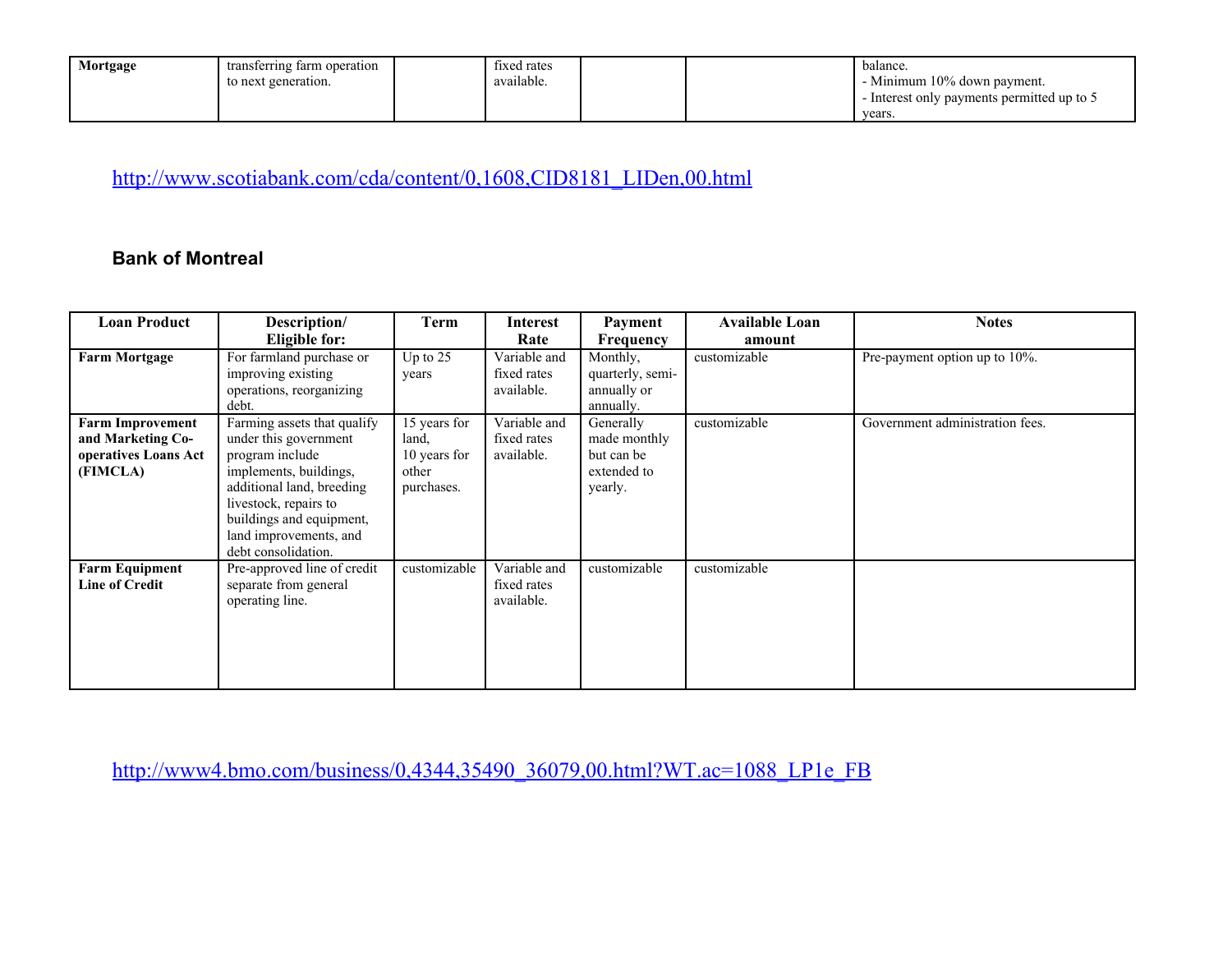| Mortgage | transferring farm operation to next generation. | | fixed rates available. | | | balance.<br>- Minimum 10% down payment.<br>- Interest only payments permitted up to 5 years. |
|---|---|---|---|---|---|---|

http://www.scotiabank.com/cda/content/0,1608,CID8181_LIDen,00.html

### Bank of Montreal

| Loan Product | Description/ Eligible for: | Term | Interest Rate | Payment Frequency | Available Loan amount | Notes |
|---|---|---|---|---|---|---|
| **Farm Mortgage** | For farmland purchase or improving existing operations, reorganizing debt. | Up to 25 years | Variable and fixed rates available. | Monthly, quarterly, semi-annually or annually. | customizable | Pre-payment option up to 10%. |
| **Farm Improvement and Marketing Co-operatives Loans Act (FIMCLA)** | Farming assets that qualify under this government program include implements, buildings, additional land, breeding livestock, repairs to buildings and equipment, land improvements, and debt consolidation. | 15 years for land, 10 years for other purchases. | Variable and fixed rates available. | Generally made monthly but can be extended to yearly. | customizable | Government administration fees. |
| **Farm Equipment Line of Credit** | Pre-approved line of credit separate from general operating line. | customizable | Variable and fixed rates available. | customizable | customizable | |

http://www4.bmo.com/business/0,4344,35490_36079,00.html?WT.ac=1088_LP1e_FB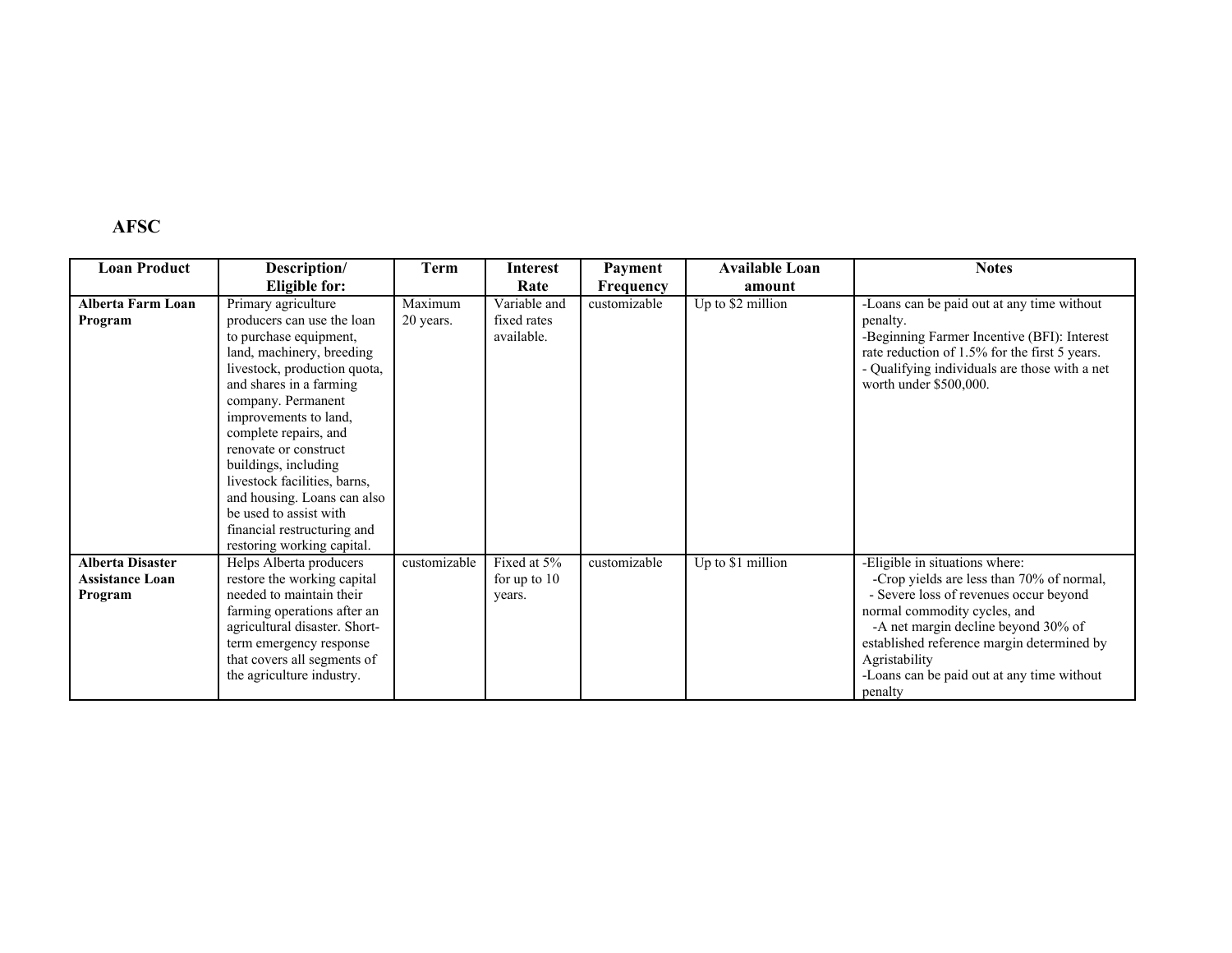**AFSC**

| Loan Product | Description/ Eligible for: | Term | Interest Rate | Payment Frequency | Available Loan amount | Notes |
|---|---|---|---|---|---|---|
| **Alberta Farm Loan Program** | Primary agriculture producers can use the loan to purchase equipment, land, machinery, breeding livestock, production quota, and shares in a farming company. Permanent improvements to land, complete repairs, and renovate or construct buildings, including livestock facilities, barns, and housing. Loans can also be used to assist with financial restructuring and restoring working capital. | Maximum 20 years. | Variable and fixed rates available. | customizable | Up to $2 million | -Loans can be paid out at any time without penalty.<br>-Beginning Farmer Incentive (BFI): Interest rate reduction of 1.5% for the first 5 years.<br>- Qualifying individuals are those with a net worth under $500,000. |
| **Alberta Disaster Assistance Loan Program** | Helps Alberta producers restore the working capital needed to maintain their farming operations after an agricultural disaster. Short-term emergency response that covers all segments of the agriculture industry. | customizable | Fixed at 5% for up to 10 years. | customizable | Up to $1 million | -Eligible in situations where:<br>-Crop yields are less than 70% of normal,<br>- Severe loss of revenues occur beyond normal commodity cycles, and<br>-A net margin decline beyond 30% of established reference margin determined by Agristability<br>-Loans can be paid out at any time without penalty |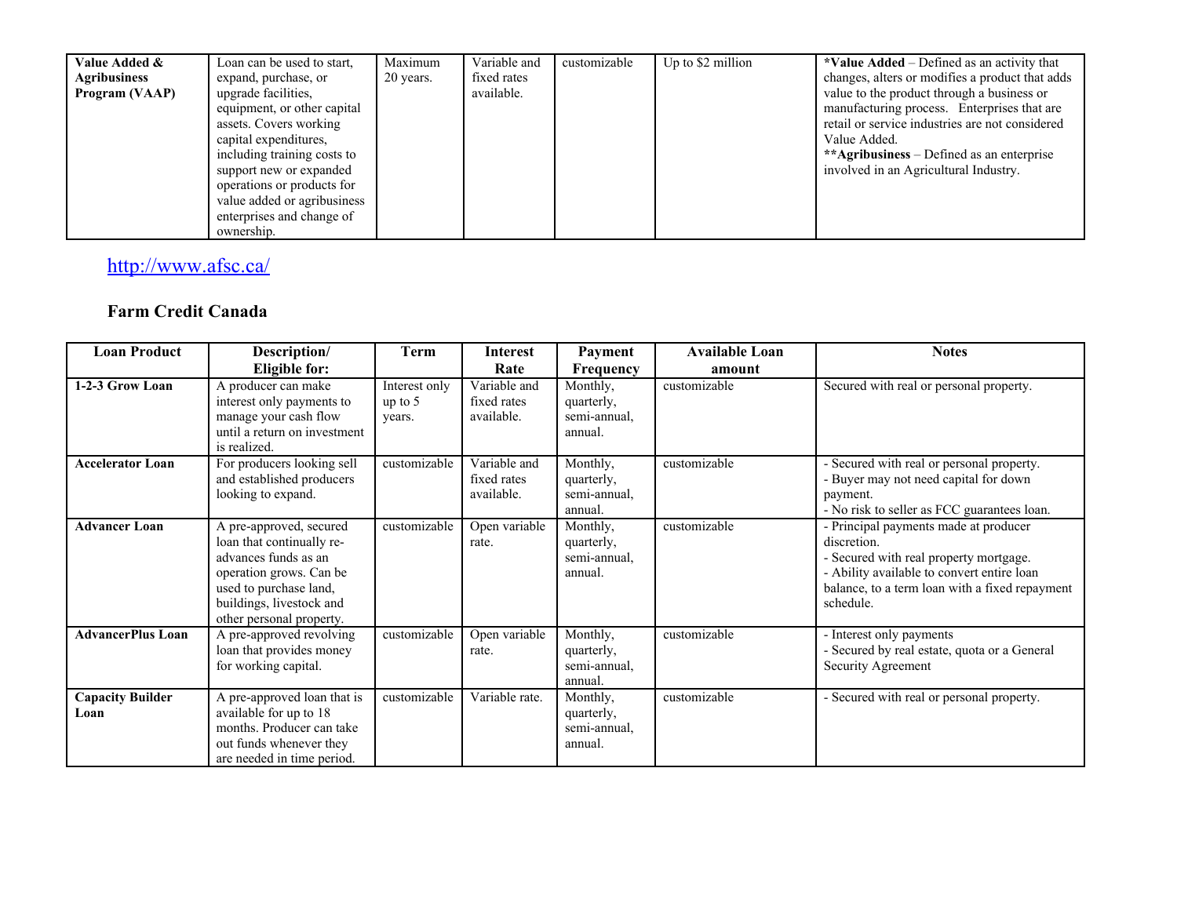| Value Added & Agribusiness Program (VAAP) | Loan can be used to start, expand, purchase, or upgrade facilities, equipment, or other capital assets. Covers working capital expenditures, including training costs to support new or expanded operations or products for value added or agribusiness enterprises and change of ownership. | Maximum 20 years. | Variable and fixed rates available. | customizable | Up to $2 million | ***Value Added** – Defined as an activity that changes, alters or modifies a product that adds value to the product through a business or manufacturing process. Enterprises that are retail or service industries are not considered Value Added. ****Agribusiness** – Defined as an enterprise involved in an Agricultural Industry. |
|---|---|---|---|---|---|---|

http://www.afsc.ca/

### Farm Credit Canada

| Loan Product | Description/ Eligible for: | Term | Interest Rate | Payment Frequency | Available Loan amount | Notes |
|---|---|---|---|---|---|---|
| **1-2-3 Grow Loan** | A producer can make interest only payments to manage your cash flow until a return on investment is realized. | Interest only up to 5 years. | Variable and fixed rates available. | Monthly, quarterly, semi-annual, annual. | customizable | Secured with real or personal property. |
| **Accelerator Loan** | For producers looking sell and established producers looking to expand. | customizable | Variable and fixed rates available. | Monthly, quarterly, semi-annual, annual. | customizable | - Secured with real or personal property.<br>- Buyer may not need capital for down payment.<br>- No risk to seller as FCC guarantees loan. |
| **Advancer Loan** | A pre-approved, secured loan that continually re-advances funds as an operation grows. Can be used to purchase land, buildings, livestock and other personal property. | customizable | Open variable rate. | Monthly, quarterly, semi-annual, annual. | customizable | - Principal payments made at producer discretion.<br>- Secured with real property mortgage.<br>- Ability available to convert entire loan balance, to a term loan with a fixed repayment schedule. |
| **AdvancerPlus Loan** | A pre-approved revolving loan that provides money for working capital. | customizable | Open variable rate. | Monthly, quarterly, semi-annual, annual. | customizable | - Interest only payments<br>- Secured by real estate, quota or a General Security Agreement |
| **Capacity Builder Loan** | A pre-approved loan that is available for up to 18 months. Producer can take out funds whenever they are needed in time period. | customizable | Variable rate. | Monthly, quarterly, semi-annual, annual. | customizable | - Secured with real or personal property. |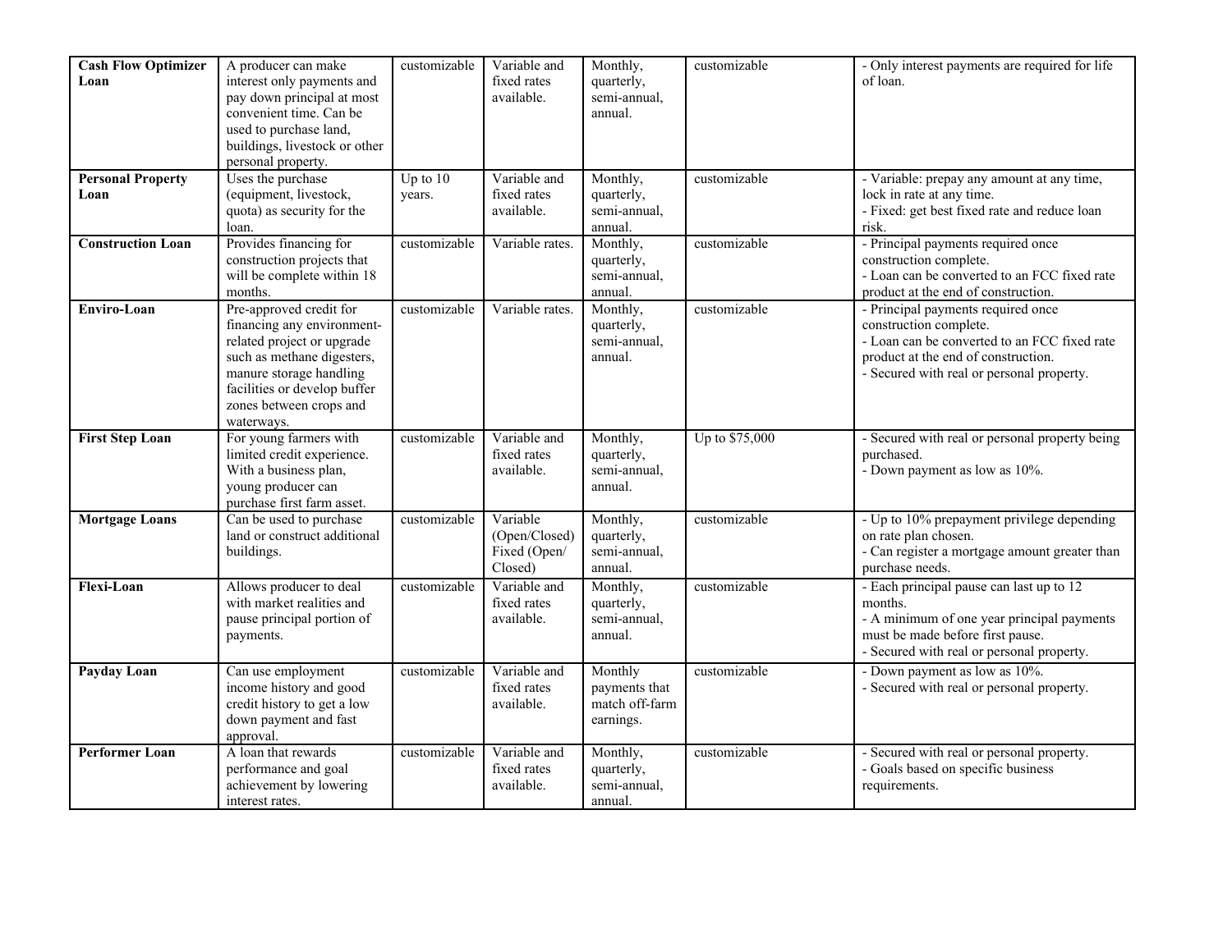| **Cash Flow Optimizer Loan** | A producer can make interest only payments and pay down principal at most convenient time. Can be used to purchase land, buildings, livestock or other personal property. | customizable | Variable and fixed rates available. | Monthly, quarterly, semi-annual, annual. | customizable | - Only interest payments are required for life of loan. |
|---|---|---|---|---|---|---|
| **Personal Property Loan** | Uses the purchase (equipment, livestock, quota) as security for the loan. | Up to 10 years. | Variable and fixed rates available. | Monthly, quarterly, semi-annual, annual. | customizable | - Variable: prepay any amount at any time, lock in rate at any time.<br>- Fixed: get best fixed rate and reduce loan risk. |
| **Construction Loan** | Provides financing for construction projects that will be complete within 18 months. | customizable | Variable rates. | Monthly, quarterly, semi-annual, annual. | customizable | - Principal payments required once construction complete.<br>- Loan can be converted to an FCC fixed rate product at the end of construction. |
| **Enviro-Loan** | Pre-approved credit for financing any environment-related project or upgrade such as methane digesters, manure storage handling facilities or develop buffer zones between crops and waterways. | customizable | Variable rates. | Monthly, quarterly, semi-annual, annual. | customizable | - Principal payments required once construction complete.<br>- Loan can be converted to an FCC fixed rate product at the end of construction.<br>- Secured with real or personal property. |
| **First Step Loan** | For young farmers with limited credit experience. With a business plan, young producer can purchase first farm asset. | customizable | Variable and fixed rates available. | Monthly, quarterly, semi-annual, annual. | Up to $75,000 | - Secured with real or personal property being purchased.<br>- Down payment as low as 10%. |
| **Mortgage Loans** | Can be used to purchase land or construct additional buildings. | customizable | Variable (Open/Closed) Fixed (Open/ Closed) | Monthly, quarterly, semi-annual, annual. | customizable | - Up to 10% prepayment privilege depending on rate plan chosen.<br>- Can register a mortgage amount greater than purchase needs. |
| **Flexi-Loan** | Allows producer to deal with market realities and pause principal portion of payments. | customizable | Variable and fixed rates available. | Monthly, quarterly, semi-annual, annual. | customizable | - Each principal pause can last up to 12 months.<br>- A minimum of one year principal payments must be made before first pause.<br>- Secured with real or personal property. |
| **Payday Loan** | Can use employment income history and good credit history to get a low down payment and fast approval. | customizable | Variable and fixed rates available. | Monthly payments that match off-farm earnings. | customizable | - Down payment as low as 10%.<br>- Secured with real or personal property. |
| **Performer Loan** | A loan that rewards performance and goal achievement by lowering interest rates. | customizable | Variable and fixed rates available. | Monthly, quarterly, semi-annual, annual. | customizable | - Secured with real or personal property.<br>- Goals based on specific business requirements. |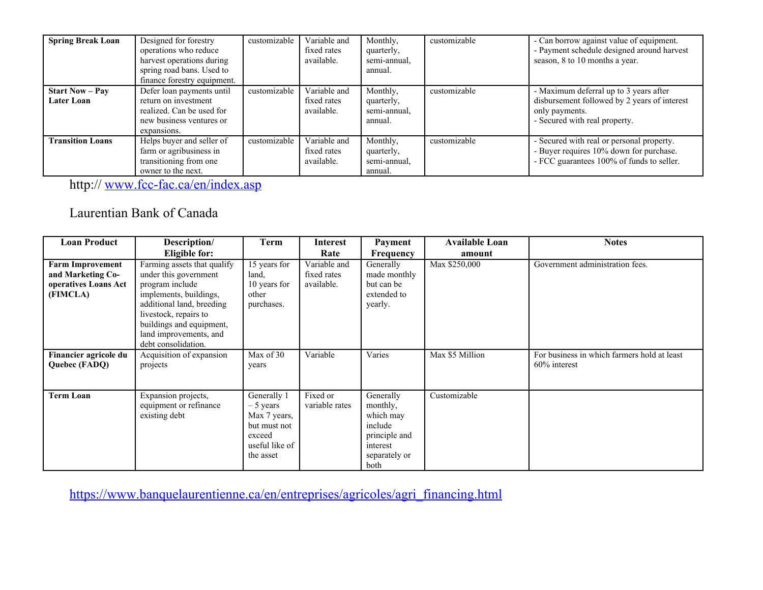| | | | | | | |
|---|---|---|---|---|---|---|
| **Spring Break Loan** | Designed for forestry operations who reduce harvest operations during spring road bans. Used to finance forestry equipment. | customizable | Variable and fixed rates available. | Monthly, quarterly, semi-annual, annual. | customizable | - Can borrow against value of equipment.<br>- Payment schedule designed around harvest season, 8 to 10 months a year. |
| **Start Now – Pay Later Loan** | Defer loan payments until return on investment realized. Can be used for new business ventures or expansions. | customizable | Variable and fixed rates available. | Monthly, quarterly, semi-annual, annual. | customizable | - Maximum deferral up to 3 years after disbursement followed by 2 years of interest only payments.<br>- Secured with real property. |
| **Transition Loans** | Helps buyer and seller of farm or agribusiness in transitioning from one owner to the next. | customizable | Variable and fixed rates available. | Monthly, quarterly, semi-annual, annual. | customizable | - Secured with real or personal property.<br>- Buyer requires 10% down for purchase.<br>- FCC guarantees 100% of funds to seller. |

http:// www.fcc-fac.ca/en/index.asp

Laurentian Bank of Canada

| Loan Product | Description/ Eligible for: | Term | Interest Rate | Payment Frequency | Available Loan amount | Notes |
|---|---|---|---|---|---|---|
| **Farm Improvement and Marketing Co-operatives Loans Act (FIMCLA)** | Farming assets that qualify under this government program include implements, buildings, additional land, breeding livestock, repairs to buildings and equipment, land improvements, and debt consolidation. | 15 years for land, 10 years for other purchases. | Variable and fixed rates available. | Generally made monthly but can be extended to yearly. | Max $250,000 | Government administration fees. |
| **Financier agricole du Quebec (FADQ)** | Acquisition of expansion projects | Max of 30 years | Variable | Varies | Max $5 Million | For business in which farmers hold at least 60% interest |
| **Term Loan** | Expansion projects, equipment or refinance existing debt | Generally 1 – 5 years Max 7 years, but must not exceed useful like of the asset | Fixed or variable rates | Generally monthly, which may include principle and interest separately or both | Customizable | |

https://www.banquelaurentienne.ca/en/entreprises/agricoles/agri_financing.html